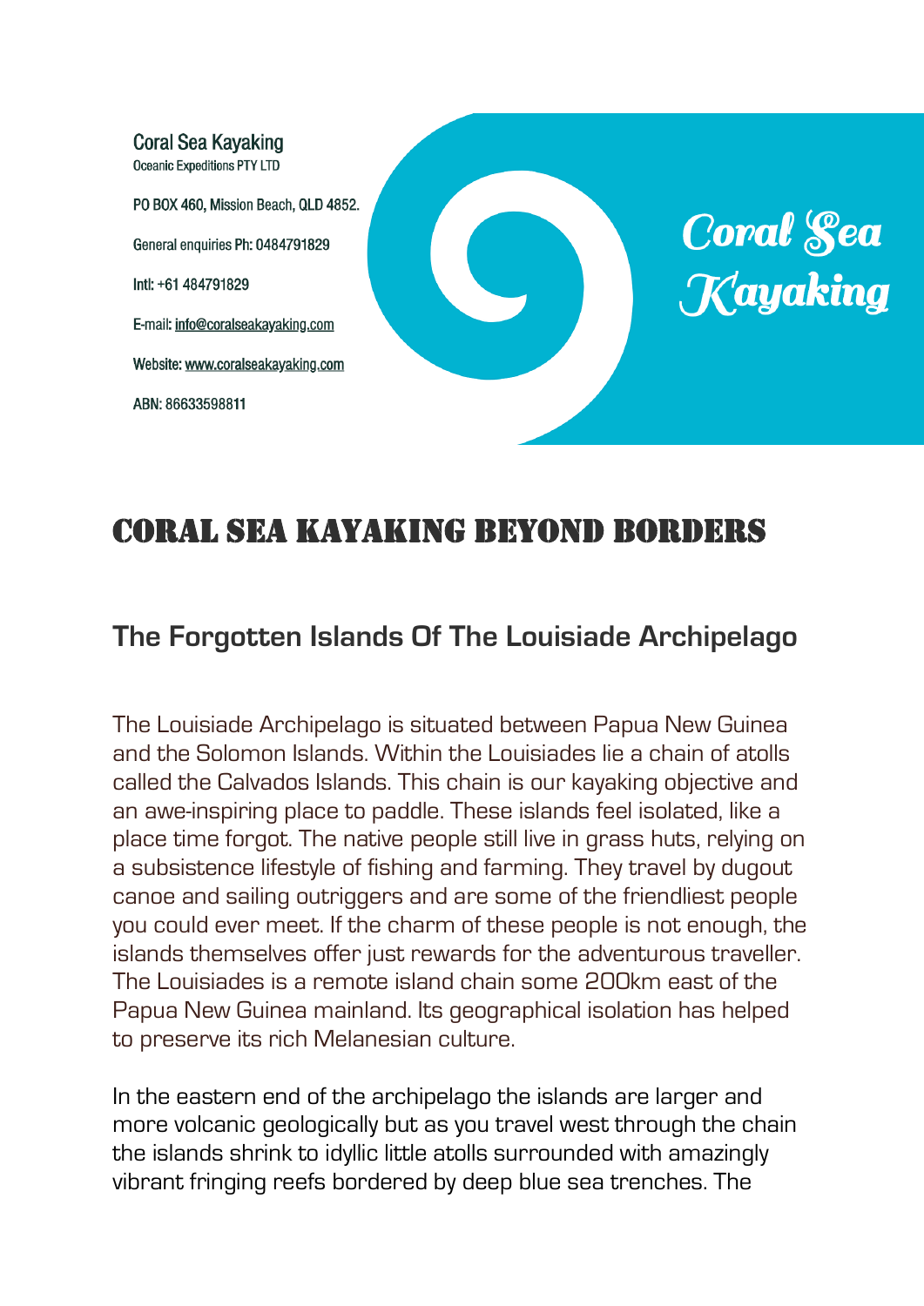Coral Sea Kayaking

Oceanic Expeditions PTY LTD

PO BOX 460, Mission Beach, QLD 4852.

General enquiries Ph: 0484791829

Intl: +61 484791829

E-mail: info@coralseakayaking.com

Website: www.coralseakayaking.com

ABN: 86633598811

Coral Sea Kayaking

# CORAL SEA KAYAKING BEYOND BORDERS

## The Forgotten Islands Of The Louisiade Archipelago

The Louisiade Archipelago is situated between Papua New Guinea and the Solomon Islands. Within the Louisiades lie a chain of atolls called the Calvados Islands. This chain is our kayaking objective and an awe-inspiring place to paddle. These islands feel isolated, like a place time forgot. The native people still live in grass huts, relying on a subsistence lifestyle of fishing and farming. They travel by dugout canoe and sailing outriggers and are some of the friendliest people you could ever meet. If the charm of these people is not enough, the islands themselves offer just rewards for the adventurous traveller. The Louisiades is a remote island chain some 200km east of the Papua New Guinea mainland. Its geographical isolation has helped to preserve its rich Melanesian culture.

In the eastern end of the archipelago the islands are larger and more volcanic geologically but as you travel west through the chain the islands shrink to idyllic little atolls surrounded with amazingly vibrant fringing reefs bordered by deep blue sea trenches. The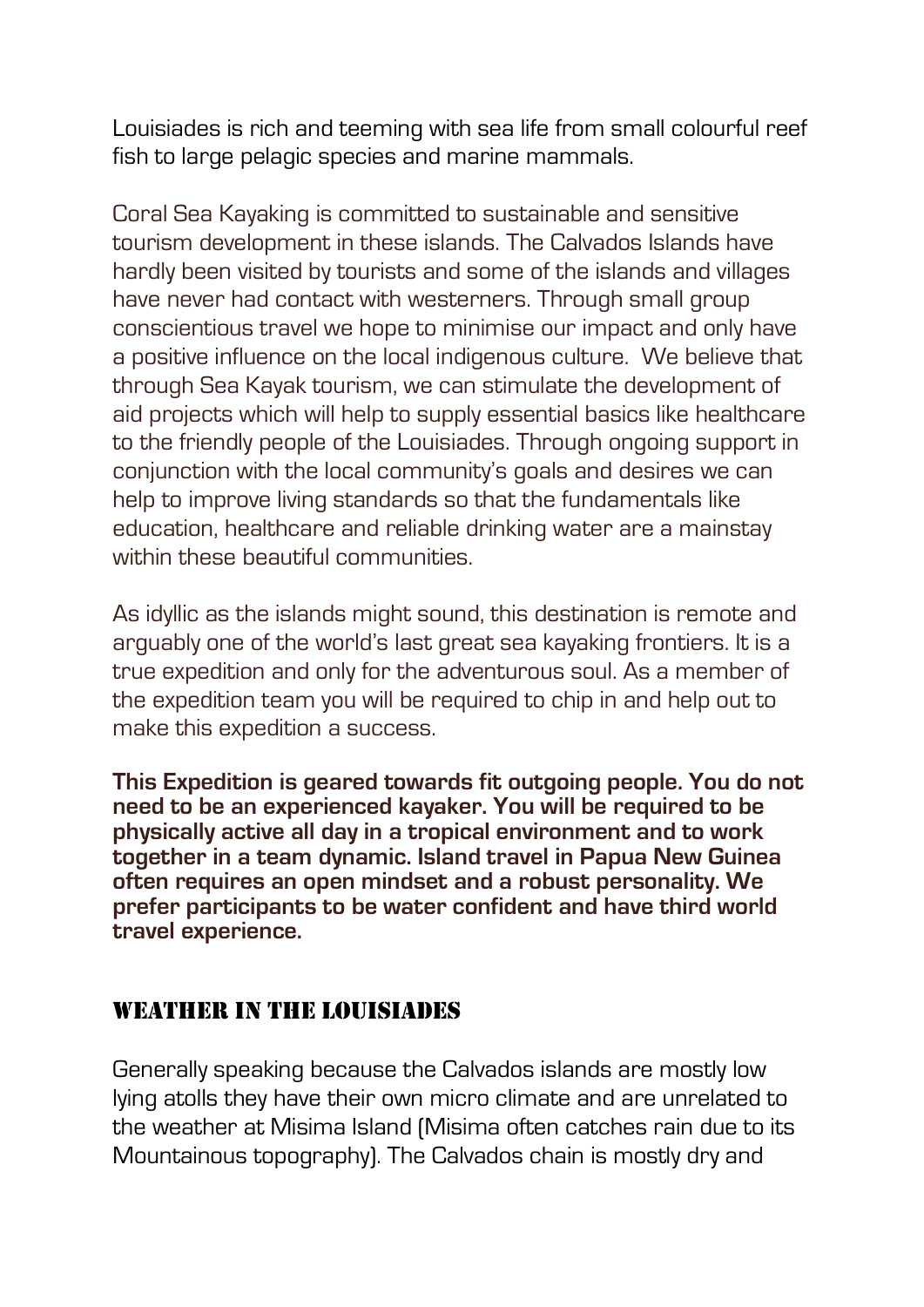Louisiades is rich and teeming with sea life from small colourful reef fish to large pelagic species and marine mammals.

Coral Sea Kayaking is committed to sustainable and sensitive tourism development in these islands. The Calvados Islands have hardly been visited by tourists and some of the islands and villages have never had contact with westerners. Through small group conscientious travel we hope to minimise our impact and only have a positive influence on the local indigenous culture. We believe that through Sea Kayak tourism, we can stimulate the development of aid projects which will help to supply essential basics like healthcare to the friendly people of the Louisiades. Through ongoing support in conjunction with the local community's goals and desires we can help to improve living standards so that the fundamentals like education, healthcare and reliable drinking water are a mainstay within these beautiful communities.

As idyllic as the islands might sound, this destination is remote and arguably one of the world's last great sea kayaking frontiers. It is a true expedition and only for the adventurous soul. As a member of the expedition team you will be required to chip in and help out to make this expedition a success.

**This Expedition is geared towards fit outgoing people. You do not need to be an experienced kayaker. You will be required to be physically active all day in a tropical environment and to work together in a team dynamic. Island travel in Papua New Guinea often requires an open mindset and a robust personality. We prefer participants to be water confident and have third world travel experience.**

## Weather in the Louisiades

Generally speaking because the Calvados islands are mostly low lying atolls they have their own micro climate and are unrelated to the weather at Misima Island (Misima often catches rain due to its Mountainous topography). The Calvados chain is mostly dry and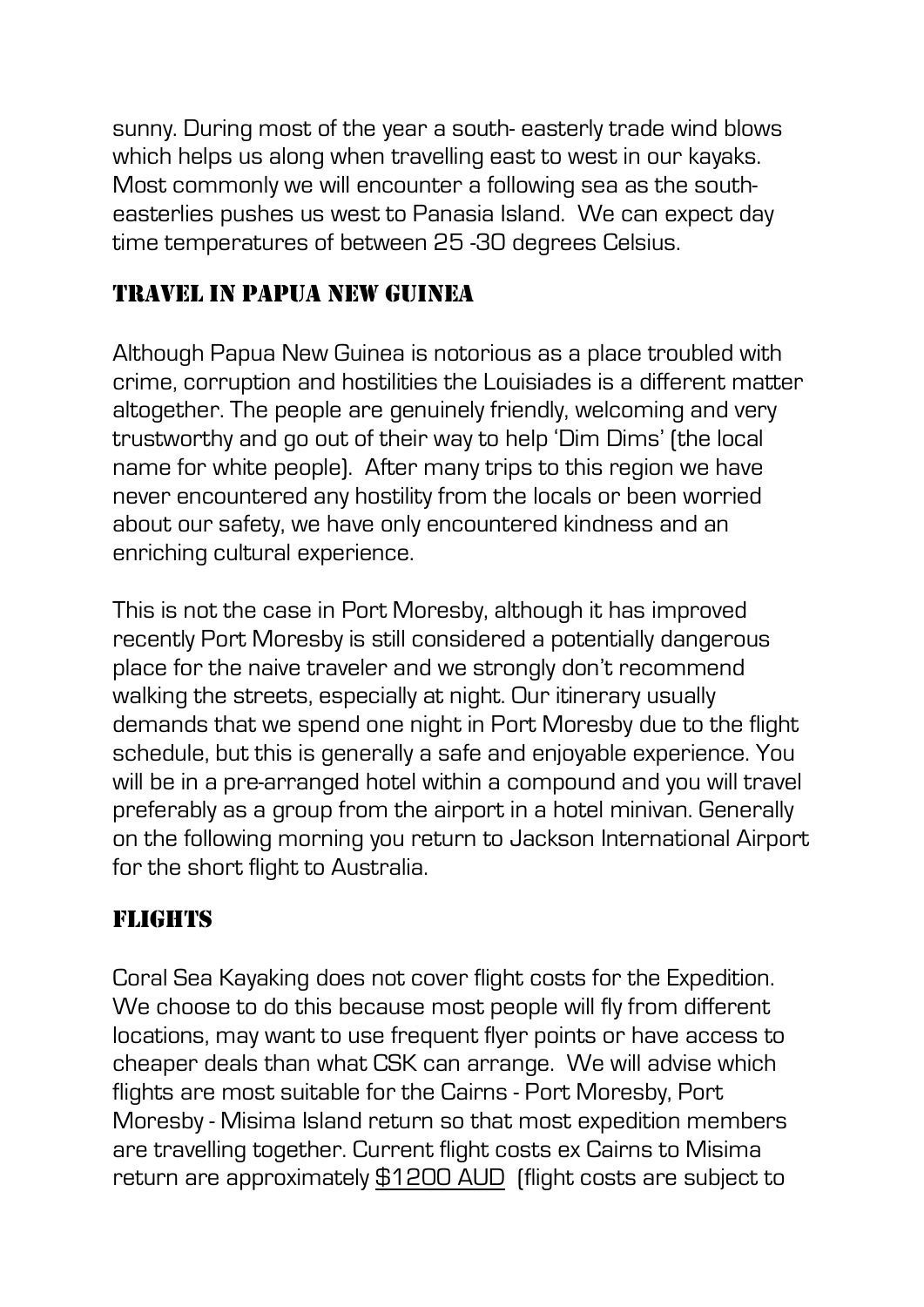sunny. During most of the year a south- easterly trade wind blows which helps us along when travelling east to west in our kayaks. Most commonly we will encounter a following sea as the south-easterlies pushes us west to Panasia Island. We can expect day time temperatures of between 25 -30 degrees Celsius.

## Travel in Papua New Guinea

Although Papua New Guinea is notorious as a place troubled with crime, corruption and hostilities the Louisiades is a different matter altogether. The people are genuinely friendly, welcoming and very trustworthy and go out of their way to help 'Dim Dims' (the local name for white people). After many trips to this region we have never encountered any hostility from the locals or been worried about our safety, we have only encountered kindness and an enriching cultural experience.

This is not the case in Port Moresby, although it has improved recently Port Moresby is still considered a potentially dangerous place for the naive traveler and we strongly don't recommend walking the streets, especially at night. Our itinerary usually demands that we spend one night in Port Moresby due to the flight schedule, but this is generally a safe and enjoyable experience. You will be in a pre-arranged hotel within a compound and you will travel preferably as a group from the airport in a hotel minivan. Generally on the following morning you return to Jackson International Airport for the short flight to Australia.

## Flights

Coral Sea Kayaking does not cover flight costs for the Expedition. We choose to do this because most people will fly from different locations, may want to use frequent flyer points or have access to cheaper deals than what CSK can arrange. We will advise which flights are most suitable for the Cairns - Port Moresby, Port Moresby - Misima Island return so that most expedition members are travelling together. Current flight costs ex Cairns to Misima return are approximately $1200 AUD (flight costs are subject to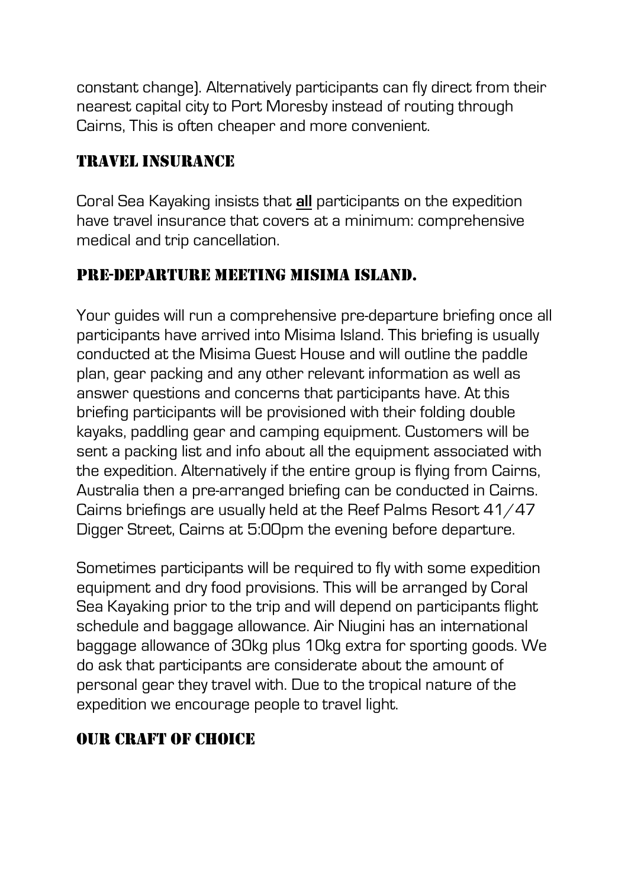constant change). Alternatively participants can fly direct from their nearest capital city to Port Moresby instead of routing through Cairns, This is often cheaper and more convenient.

## Travel Insurance

Coral Sea Kayaking insists that **all** participants on the expedition have travel insurance that covers at a minimum: comprehensive medical and trip cancellation.

## Pre-departure meeting Misima Island.

Your guides will run a comprehensive pre-departure briefing once all participants have arrived into Misima Island. This briefing is usually conducted at the Misima Guest House and will outline the paddle plan, gear packing and any other relevant information as well as answer questions and concerns that participants have. At this briefing participants will be provisioned with their folding double kayaks, paddling gear and camping equipment. Customers will be sent a packing list and info about all the equipment associated with the expedition. Alternatively if the entire group is flying from Cairns, Australia then a pre-arranged briefing can be conducted in Cairns. Cairns briefings are usually held at the Reef Palms Resort 41/47 Digger Street, Cairns at 5:00pm the evening before departure.

Sometimes participants will be required to fly with some expedition equipment and dry food provisions. This will be arranged by Coral Sea Kayaking prior to the trip and will depend on participants flight schedule and baggage allowance. Air Niugini has an international baggage allowance of 30kg plus 10kg extra for sporting goods. We do ask that participants are considerate about the amount of personal gear they travel with. Due to the tropical nature of the expedition we encourage people to travel light.

## Our Craft of Choice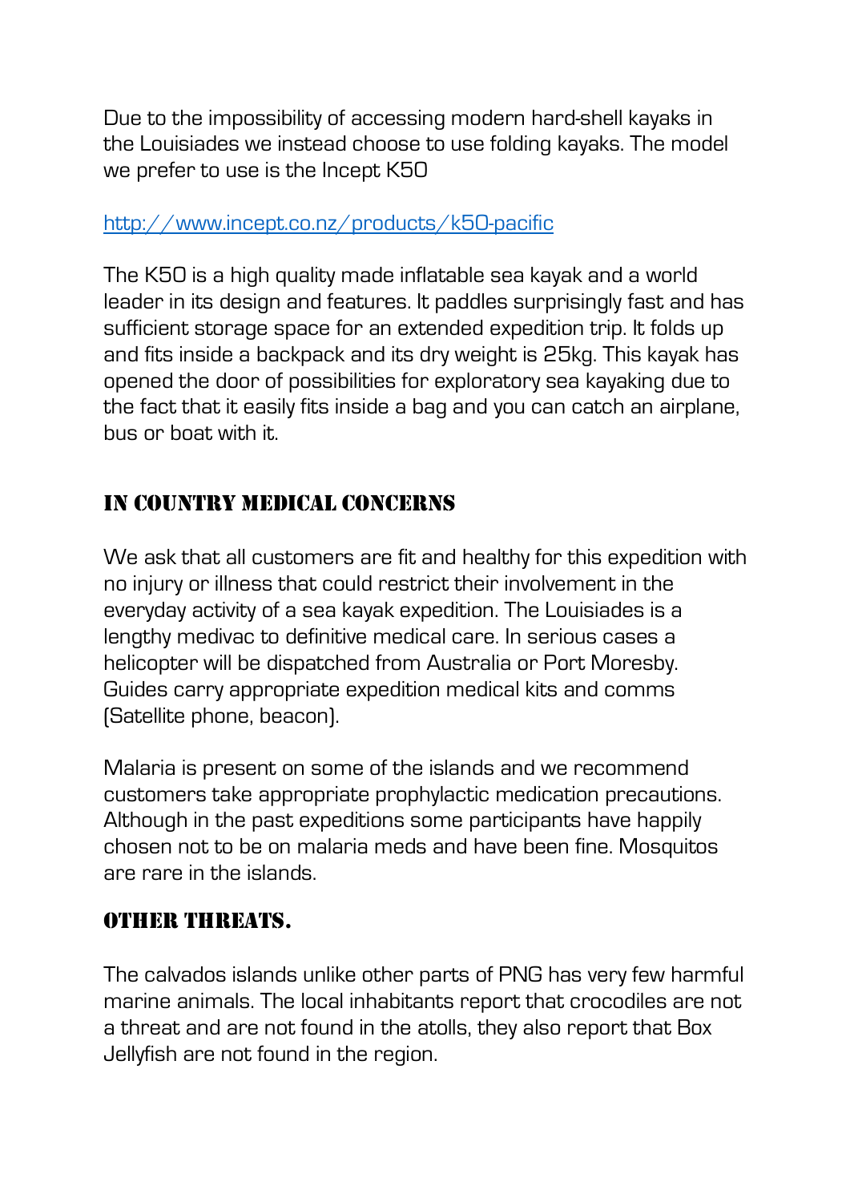Due to the impossibility of accessing modern hard-shell kayaks in the Louisiades we instead choose to use folding kayaks. The model we prefer to use is the Incept K50

[http://www.incept.co.nz/products/k50-pacific](http://www.incept.co.nz/products/k50-pacific)

The K50 is a high quality made inflatable sea kayak and a world leader in its design and features. It paddles surprisingly fast and has sufficient storage space for an extended expedition trip. It folds up and fits inside a backpack and its dry weight is 25kg. This kayak has opened the door of possibilities for exploratory sea kayaking due to the fact that it easily fits inside a bag and you can catch an airplane, bus or boat with it.

## In Country Medical Concerns

We ask that all customers are fit and healthy for this expedition with no injury or illness that could restrict their involvement in the everyday activity of a sea kayak expedition. The Louisiades is a lengthy medivac to definitive medical care. In serious cases a helicopter will be dispatched from Australia or Port Moresby. Guides carry appropriate expedition medical kits and comms (Satellite phone, beacon).

Malaria is present on some of the islands and we recommend customers take appropriate prophylactic medication precautions. Although in the past expeditions some participants have happily chosen not to be on malaria meds and have been fine. Mosquitos are rare in the islands.

## Other Threats.

The calvados islands unlike other parts of PNG has very few harmful marine animals. The local inhabitants report that crocodiles are not a threat and are not found in the atolls, they also report that Box Jellyfish are not found in the region.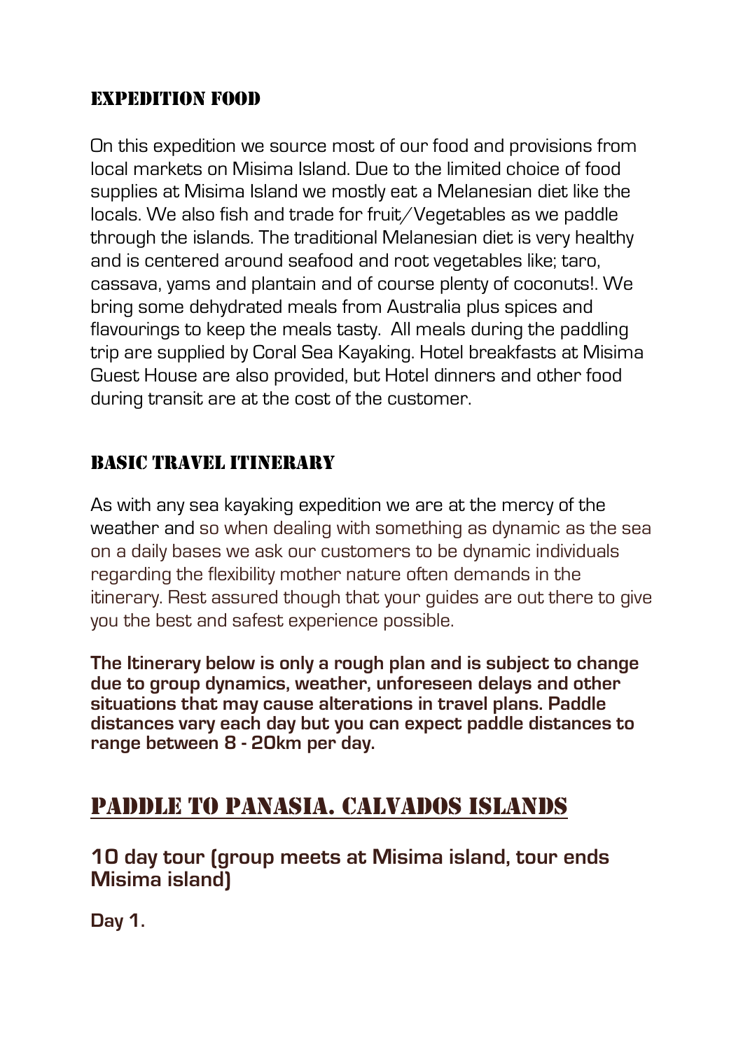## Expedition Food

On this expedition we source most of our food and provisions from local markets on Misima Island. Due to the limited choice of food supplies at Misima Island we mostly eat a Melanesian diet like the locals. We also fish and trade for fruit/Vegetables as we paddle through the islands. The traditional Melanesian diet is very healthy and is centered around seafood and root vegetables like; taro, cassava, yams and plantain and of course plenty of coconuts!. We bring some dehydrated meals from Australia plus spices and flavourings to keep the meals tasty. All meals during the paddling trip are supplied by Coral Sea Kayaking. Hotel breakfasts at Misima Guest House are also provided, but Hotel dinners and other food during transit are at the cost of the customer.

## Basic Travel Itinerary

As with any sea kayaking expedition we are at the mercy of the weather and so when dealing with something as dynamic as the sea on a daily bases we ask our customers to be dynamic individuals regarding the flexibility mother nature often demands in the itinerary. Rest assured though that your guides are out there to give you the best and safest experience possible.

**The Itinerary below is only a rough plan and is subject to change due to group dynamics, weather, unforeseen delays and other situations that may cause alterations in travel plans. Paddle distances vary each day but you can expect paddle distances to range between 8 - 20km per day.**

# Paddle to Panasia. Calvados Islands

### 10 day tour (group meets at Misima island, tour ends Misima island)

**Day 1.**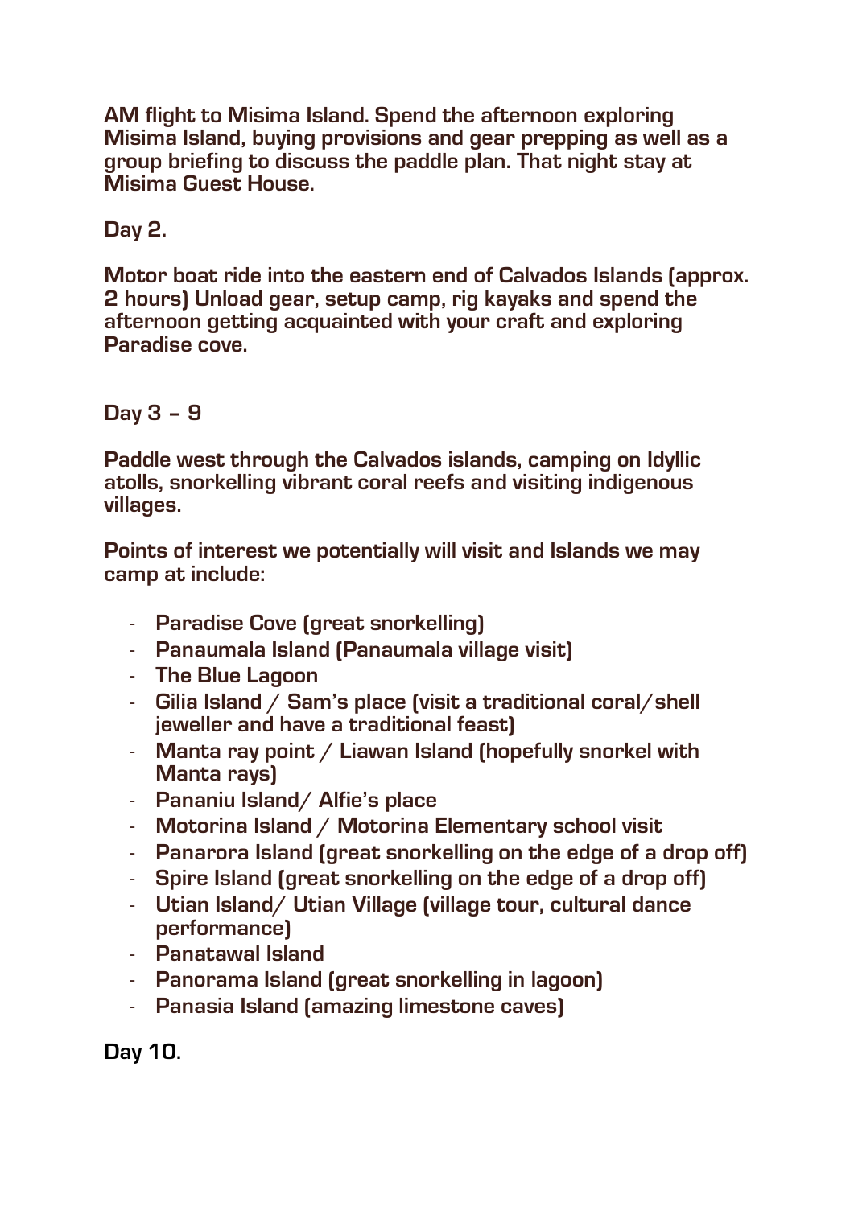**AM flight to Misima Island. Spend the afternoon exploring Misima Island, buying provisions and gear prepping as well as a group briefing to discuss the paddle plan. That night stay at Misima Guest House.**

**Day 2.**

**Motor boat ride into the eastern end of Calvados Islands (approx. 2 hours) Unload gear, setup camp, rig kayaks and spend the afternoon getting acquainted with your craft and exploring Paradise cove.**

**Day 3 – 9**

**Paddle west through the Calvados islands, camping on Idyllic atolls, snorkelling vibrant coral reefs and visiting indigenous villages.**

**Points of interest we potentially will visit and Islands we may camp at include:**

- **Paradise Cove (great snorkelling)**
- **Panaumala Island (Panaumala village visit)**
- **The Blue Lagoon**
- **Gilia Island / Sam's place (visit a traditional coral/shell jeweller and have a traditional feast)**
- **Manta ray point / Liawan Island (hopefully snorkel with Manta rays)**
- **Pananiu Island/ Alfie's place**
- **Motorina Island / Motorina Elementary school visit**
- **Panarora Island (great snorkelling on the edge of a drop off)**
- **Spire Island (great snorkelling on the edge of a drop off)**
- **Utian Island/ Utian Village (village tour, cultural dance performance)**
- **Panatawal Island**
- **Panorama Island (great snorkelling in lagoon)**
- **Panasia Island (amazing limestone caves)**

**Day 10.**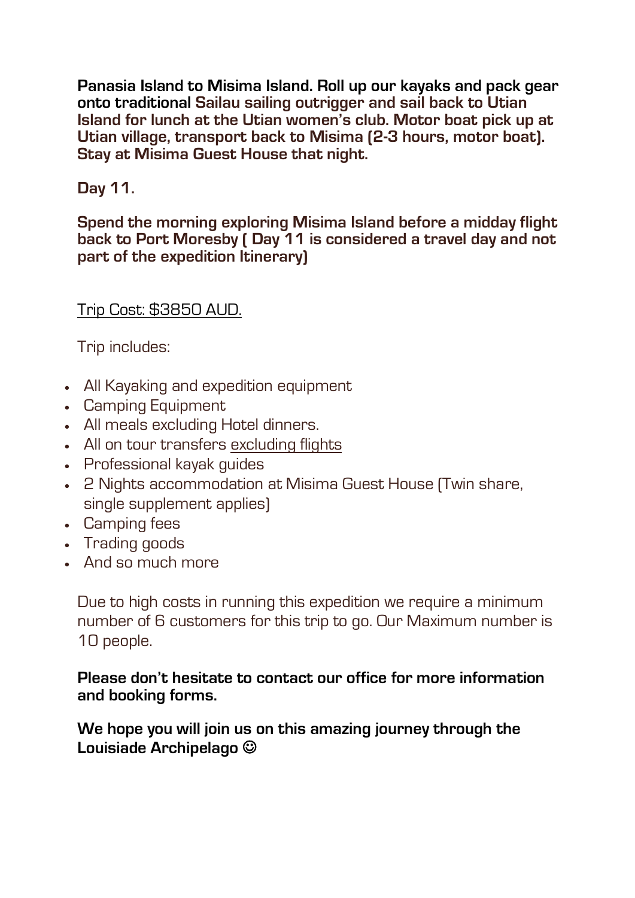**Panasia Island to Misima Island. Roll up our kayaks and pack gear onto traditional Sailau sailing outrigger and sail back to Utian Island for lunch at the Utian women's club. Motor boat pick up at Utian village, transport back to Misima (2-3 hours, motor boat). Stay at Misima Guest House that night.**

**Day 11.**

**Spend the morning exploring Misima Island before a midday flight back to Port Moresby ( Day 11 is considered a travel day and not part of the expedition Itinerary)**

<u>Trip Cost: $3850 AUD.</u>

Trip includes:

- All Kayaking and expedition equipment
- Camping Equipment
- All meals excluding Hotel dinners.
- All on tour transfers <u>excluding flights</u>
- Professional kayak guides
- 2 Nights accommodation at Misima Guest House (Twin share, single supplement applies)
- Camping fees
- Trading goods
- And so much more

Due to high costs in running this expedition we require a minimum number of 6 customers for this trip to go. Our Maximum number is 10 people.

**Please don't hesitate to contact our office for more information and booking forms.**

**We hope you will join us on this amazing journey through the Louisiade Archipelago ☺**